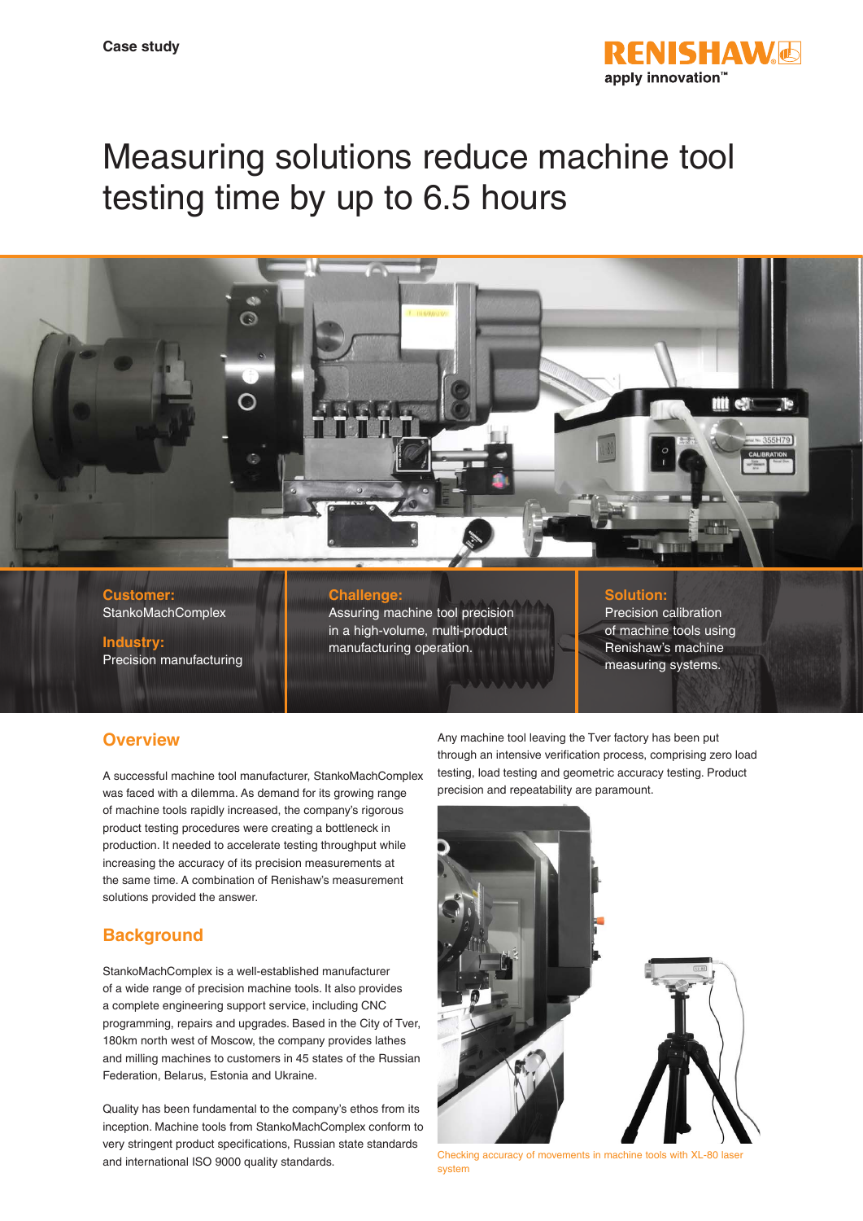Case study

# Measuring solutions reduce machine tool testing time by up to 6.5 hours

**Customer:**
StankoMachComplex

**Industry:**
Precision manufacturing

**Challenge:**
Assuring machine tool precision in a high-volume, multi-product manufacturing operation.

**Solution:**
Precision calibration of machine tools using Renishaw's machine measuring systems.

## Overview

A successful machine tool manufacturer, StankoMachComplex was faced with a dilemma. As demand for its growing range of machine tools rapidly increased, the company's rigorous product testing procedures were creating a bottleneck in production. It needed to accelerate testing throughput while increasing the accuracy of its precision measurements at the same time. A combination of Renishaw's measurement solutions provided the answer.

## Background

StankoMachComplex is a well-established manufacturer of a wide range of precision machine tools. It also provides a complete engineering support service, including CNC programming, repairs and upgrades. Based in the City of Tver, 180km north west of Moscow, the company provides lathes and milling machines to customers in 45 states of the Russian Federation, Belarus, Estonia and Ukraine.

Quality has been fundamental to the company's ethos from its inception. Machine tools from StankoMachComplex conform to very stringent product specifications, Russian state standards and international ISO 9000 quality standards.

Any machine tool leaving the Tver factory has been put through an intensive verification process, comprising zero load testing, load testing and geometric accuracy testing. Product precision and repeatability are paramount.

Checking accuracy of movements in machine tools with XL-80 laser system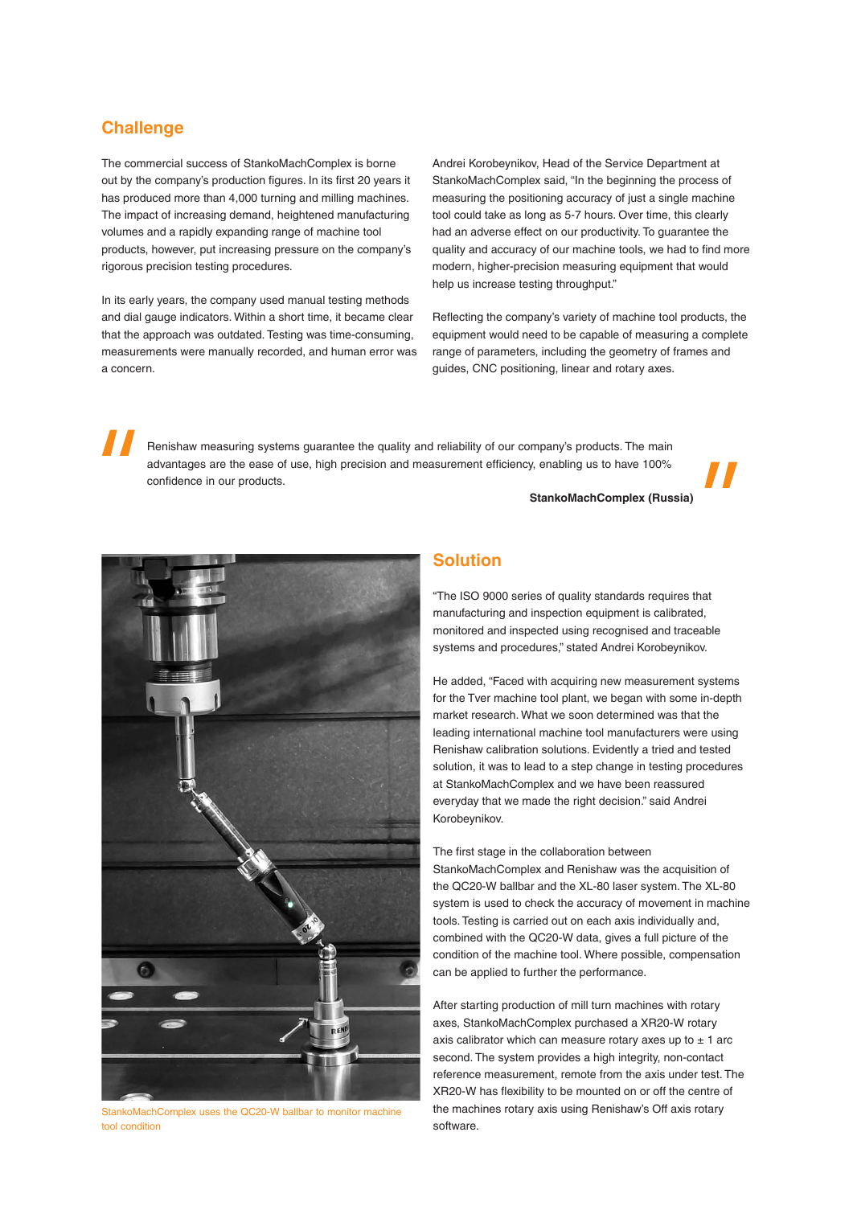## Challenge

The commercial success of StankoMachComplex is borne out by the company's production figures. In its first 20 years it has produced more than 4,000 turning and milling machines. The impact of increasing demand, heightened manufacturing volumes and a rapidly expanding range of machine tool products, however, put increasing pressure on the company's rigorous precision testing procedures.

In its early years, the company used manual testing methods and dial gauge indicators. Within a short time, it became clear that the approach was outdated. Testing was time-consuming, measurements were manually recorded, and human error was a concern.

Andrei Korobeynikov, Head of the Service Department at StankoMachComplex said, "In the beginning the process of measuring the positioning accuracy of just a single machine tool could take as long as 5-7 hours. Over time, this clearly had an adverse effect on our productivity. To guarantee the quality and accuracy of our machine tools, we had to find more modern, higher-precision measuring equipment that would help us increase testing throughput."

Reflecting the company's variety of machine tool products, the equipment would need to be capable of measuring a complete range of parameters, including the geometry of frames and guides, CNC positioning, linear and rotary axes.

> Renishaw measuring systems guarantee the quality and reliability of our company's products. The main advantages are the ease of use, high precision and measurement efficiency, enabling us to have 100% confidence in our products.
>
> **StankoMachComplex (Russia)**

StankoMachComplex uses the QC20-W ballbar to monitor machine tool condition

## Solution

"The ISO 9000 series of quality standards requires that manufacturing and inspection equipment is calibrated, monitored and inspected using recognised and traceable systems and procedures," stated Andrei Korobeynikov.

He added, "Faced with acquiring new measurement systems for the Tver machine tool plant, we began with some in-depth market research. What we soon determined was that the leading international machine tool manufacturers were using Renishaw calibration solutions. Evidently a tried and tested solution, it was to lead to a step change in testing procedures at StankoMachComplex and we have been reassured everyday that we made the right decision." said Andrei Korobeynikov.

The first stage in the collaboration between StankoMachComplex and Renishaw was the acquisition of the QC20-W ballbar and the XL-80 laser system. The XL-80 system is used to check the accuracy of movement in machine tools. Testing is carried out on each axis individually and, combined with the QC20-W data, gives a full picture of the condition of the machine tool. Where possible, compensation can be applied to further the performance.

After starting production of mill turn machines with rotary axes, StankoMachComplex purchased a XR20-W rotary axis calibrator which can measure rotary axes up to ± 1 arc second. The system provides a high integrity, non-contact reference measurement, remote from the axis under test. The XR20-W has flexibility to be mounted on or off the centre of the machines rotary axis using Renishaw's Off axis rotary software.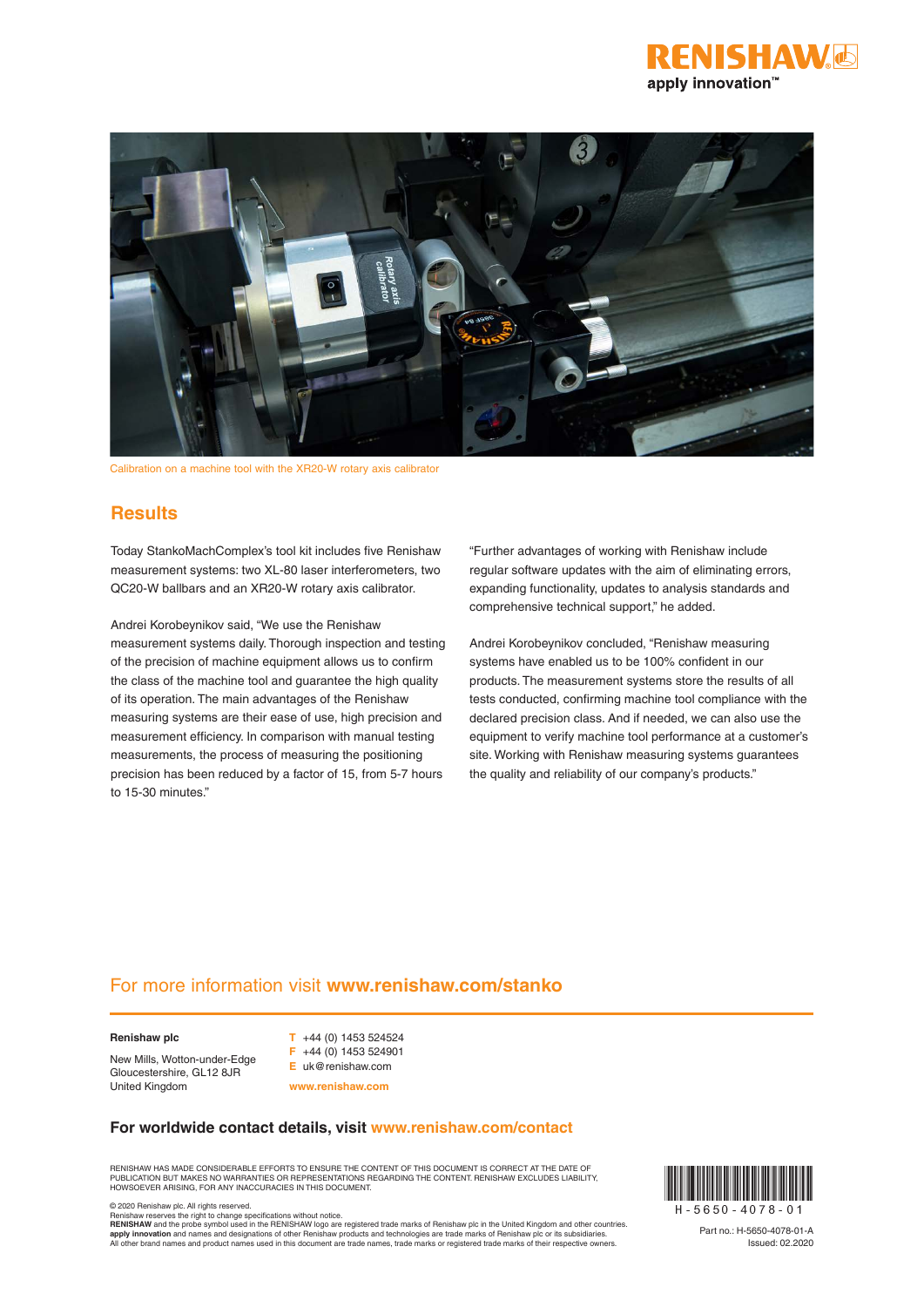Calibration on a machine tool with the XR20-W rotary axis calibrator

## Results

Today StankoMachComplex's tool kit includes five Renishaw measurement systems: two XL-80 laser interferometers, two QC20-W ballbars and an XR20-W rotary axis calibrator.

Andrei Korobeynikov said, "We use the Renishaw measurement systems daily. Thorough inspection and testing of the precision of machine equipment allows us to confirm the class of the machine tool and guarantee the high quality of its operation. The main advantages of the Renishaw measuring systems are their ease of use, high precision and measurement efficiency. In comparison with manual testing measurements, the process of measuring the positioning precision has been reduced by a factor of 15, from 5-7 hours to 15-30 minutes."

"Further advantages of working with Renishaw include regular software updates with the aim of eliminating errors, expanding functionality, updates to analysis standards and comprehensive technical support," he added.

Andrei Korobeynikov concluded, "Renishaw measuring systems have enabled us to be 100% confident in our products. The measurement systems store the results of all tests conducted, confirming machine tool compliance with the declared precision class. And if needed, we can also use the equipment to verify machine tool performance at a customer's site. Working with Renishaw measuring systems guarantees the quality and reliability of our company's products."

For more information visit **www.renishaw.com/stanko**

**Renishaw plc**

New Mills, Wotton-under-Edge
Gloucestershire, GL12 8JR
United Kingdom

**T** +44 (0) 1453 524524
**F** +44 (0) 1453 524901
**E** uk@renishaw.com

**www.renishaw.com**

**For worldwide contact details, visit www.renishaw.com/contact**

RENISHAW HAS MADE CONSIDERABLE EFFORTS TO ENSURE THE CONTENT OF THIS DOCUMENT IS CORRECT AT THE DATE OF PUBLICATION BUT MAKES NO WARRANTIES OR REPRESENTATIONS REGARDING THE CONTENT. RENISHAW EXCLUDES LIABILITY, HOWSOEVER ARISING, FOR ANY INACCURACIES IN THIS DOCUMENT.

© 2020 Renishaw plc. All rights reserved.
Renishaw reserves the right to change specifications without notice.
**RENISHAW** and the probe symbol used in the RENISHAW logo are registered trade marks of Renishaw plc in the United Kingdom and other countries. **apply innovation** and names and designations of other Renishaw products and technologies are trade marks of Renishaw plc or its subsidiaries.
All other brand names and product names used in this document are trade names, trade marks or registered trade marks of their respective owners.

H-5650-4078-01

Part no.: H-5650-4078-01-A
Issued: 02.2020